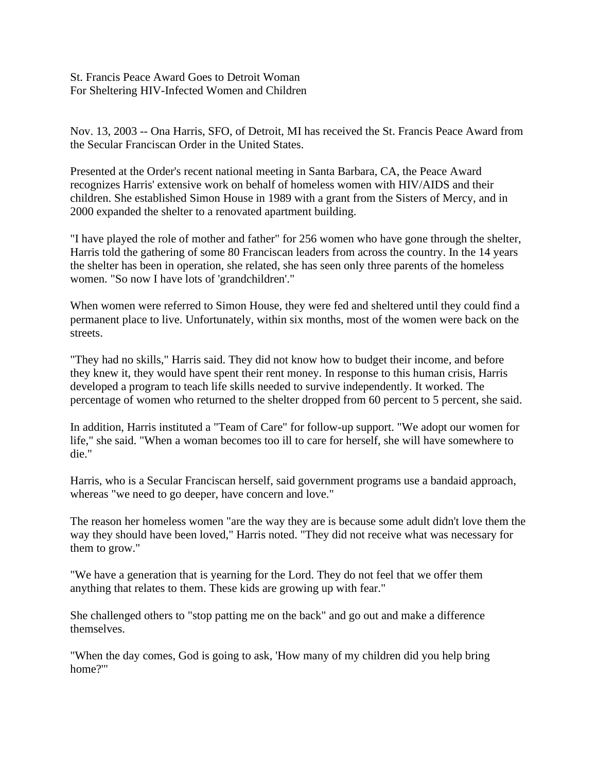# St. Francis Peace Award Goes to Detroit Woman
# For Sheltering HIV-Infected Women and Children

Nov. 13, 2003 -- Ona Harris, SFO, of Detroit, MI has received the St. Francis Peace Award from the Secular Franciscan Order in the United States.

Presented at the Order's recent national meeting in Santa Barbara, CA, the Peace Award recognizes Harris' extensive work on behalf of homeless women with HIV/AIDS and their children. She established Simon House in 1989 with a grant from the Sisters of Mercy, and in 2000 expanded the shelter to a renovated apartment building.

"I have played the role of mother and father" for 256 women who have gone through the shelter, Harris told the gathering of some 80 Franciscan leaders from across the country. In the 14 years the shelter has been in operation, she related, she has seen only three parents of the homeless women. "So now I have lots of 'grandchildren'."

When women were referred to Simon House, they were fed and sheltered until they could find a permanent place to live. Unfortunately, within six months, most of the women were back on the streets.

"They had no skills," Harris said. They did not know how to budget their income, and before they knew it, they would have spent their rent money. In response to this human crisis, Harris developed a program to teach life skills needed to survive independently. It worked. The percentage of women who returned to the shelter dropped from 60 percent to 5 percent, she said.

In addition, Harris instituted a "Team of Care" for follow-up support. "We adopt our women for life," she said. "When a woman becomes too ill to care for herself, she will have somewhere to die."

Harris, who is a Secular Franciscan herself, said government programs use a bandaid approach, whereas "we need to go deeper, have concern and love."

The reason her homeless women "are the way they are is because some adult didn't love them the way they should have been loved," Harris noted. "They did not receive what was necessary for them to grow."

"We have a generation that is yearning for the Lord. They do not feel that we offer them anything that relates to them. These kids are growing up with fear."

She challenged others to "stop patting me on the back" and go out and make a difference themselves.

"When the day comes, God is going to ask, 'How many of my children did you help bring home?'"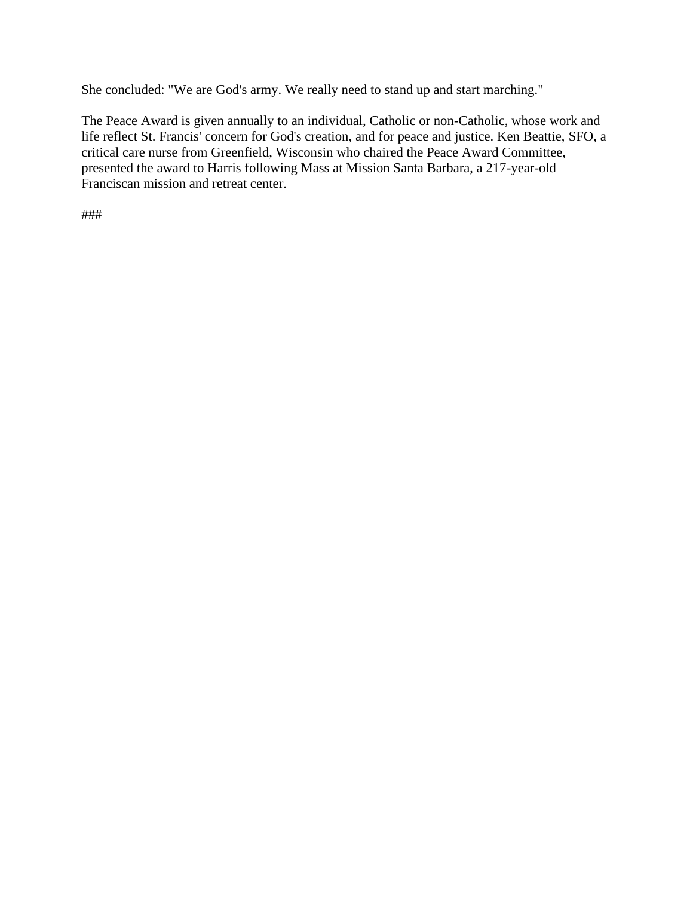She concluded: "We are God's army. We really need to stand up and start marching."

The Peace Award is given annually to an individual, Catholic or non-Catholic, whose work and life reflect St. Francis' concern for God's creation, and for peace and justice. Ken Beattie, SFO, a critical care nurse from Greenfield, Wisconsin who chaired the Peace Award Committee, presented the award to Harris following Mass at Mission Santa Barbara, a 217-year-old Franciscan mission and retreat center.

###